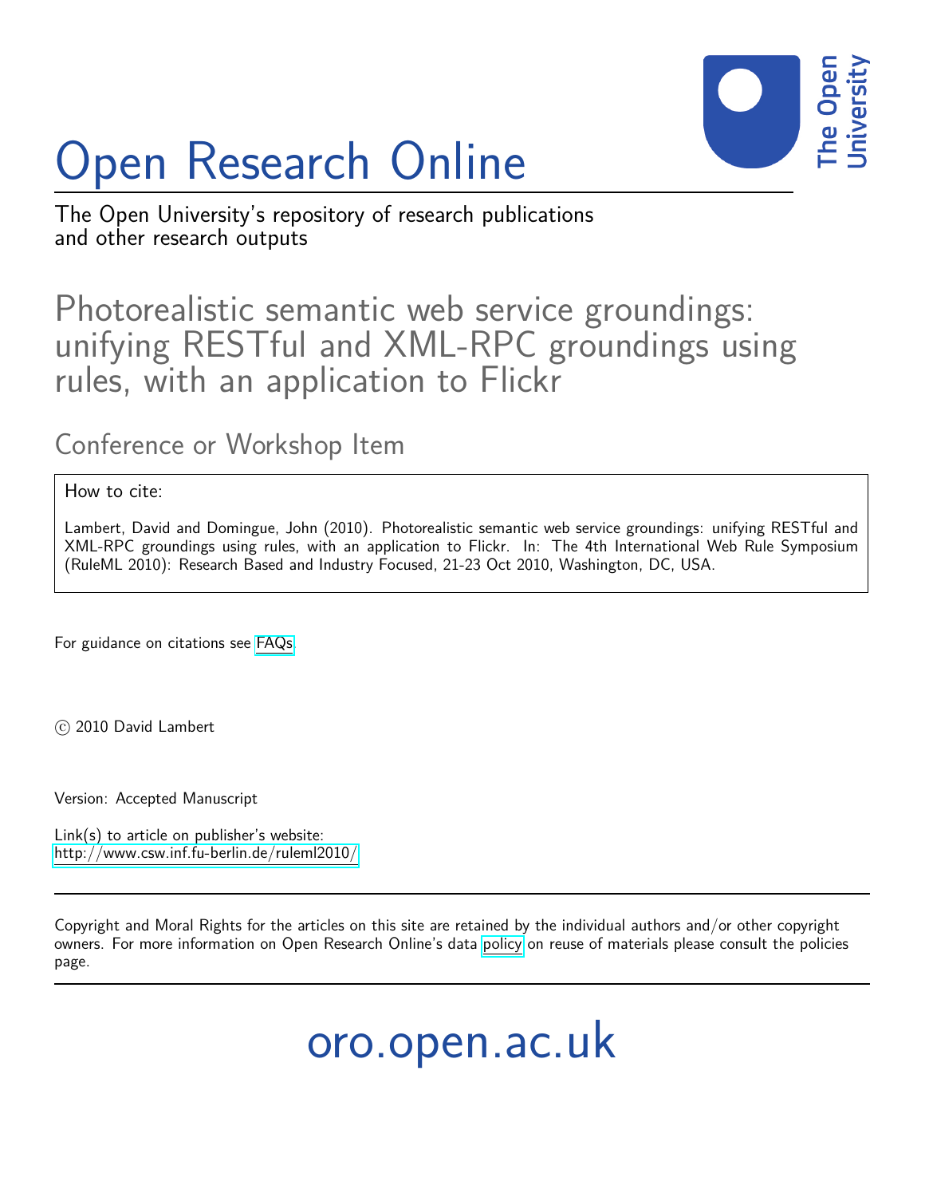# Open Research Online

The Open University's repository of research publications and other research outputs

## Photorealistic semantic web service groundings: unifying RESTful and XML-RPC groundings using rules, with an application to Flickr

### Conference or Workshop Item

How to cite:

Lambert, David and Domingue, John (2010). Photorealistic semantic web service groundings: unifying RESTful and XML-RPC groundings using rules, with an application to Flickr. In: The 4th International Web Rule Symposium (RuleML 2010): Research Based and Industry Focused, 21-23 Oct 2010, Washington, DC, USA.

For guidance on citations see FAQs.

© 2010 David Lambert

Version: Accepted Manuscript

Link(s) to article on publisher's website:
http://www.csw.inf.fu-berlin.de/ruleml2010/

Copyright and Moral Rights for the articles on this site are retained by the individual authors and/or other copyright owners. For more information on Open Research Online's data policy on reuse of materials please consult the policies page.

oro.open.ac.uk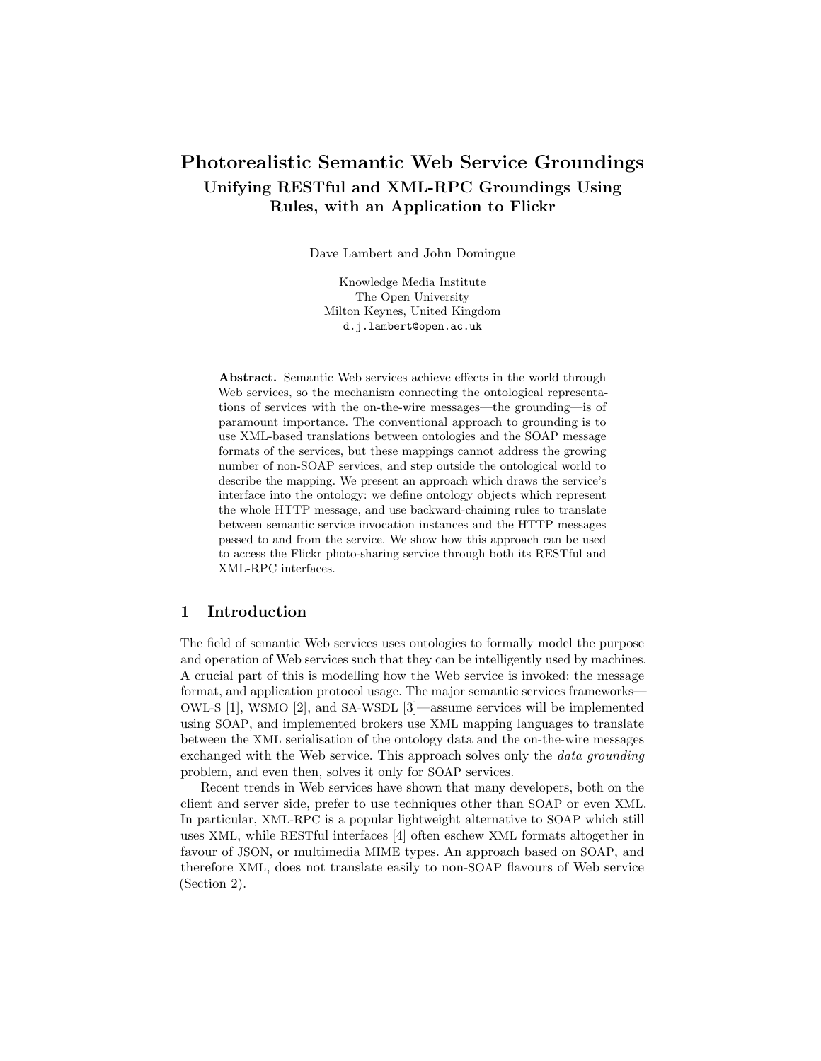# Photorealistic Semantic Web Service Groundings

## Unifying RESTful and XML-RPC Groundings Using Rules, with an Application to Flickr

Dave Lambert and John Domingue

Knowledge Media Institute
The Open University
Milton Keynes, United Kingdom
d.j.lambert@open.ac.uk

**Abstract.** Semantic Web services achieve effects in the world through Web services, so the mechanism connecting the ontological representations of services with the on-the-wire messages—the grounding—is of paramount importance. The conventional approach to grounding is to use XML-based translations between ontologies and the SOAP message formats of the services, but these mappings cannot address the growing number of non-SOAP services, and step outside the ontological world to describe the mapping. We present an approach which draws the service's interface into the ontology: we define ontology objects which represent the whole HTTP message, and use backward-chaining rules to translate between semantic service invocation instances and the HTTP messages passed to and from the service. We show how this approach can be used to access the Flickr photo-sharing service through both its RESTful and XML-RPC interfaces.

## 1 Introduction

The field of semantic Web services uses ontologies to formally model the purpose and operation of Web services such that they can be intelligently used by machines. A crucial part of this is modelling how the Web service is invoked: the message format, and application protocol usage. The major semantic services frameworks—OWL-S [1], WSMO [2], and SA-WSDL [3]—assume services will be implemented using SOAP, and implemented brokers use XML mapping languages to translate between the XML serialisation of the ontology data and the on-the-wire messages exchanged with the Web service. This approach solves only the *data grounding* problem, and even then, solves it only for SOAP services.

Recent trends in Web services have shown that many developers, both on the client and server side, prefer to use techniques other than SOAP or even XML. In particular, XML-RPC is a popular lightweight alternative to SOAP which still uses XML, while RESTful interfaces [4] often eschew XML formats altogether in favour of JSON, or multimedia MIME types. An approach based on SOAP, and therefore XML, does not translate easily to non-SOAP flavours of Web service (Section 2).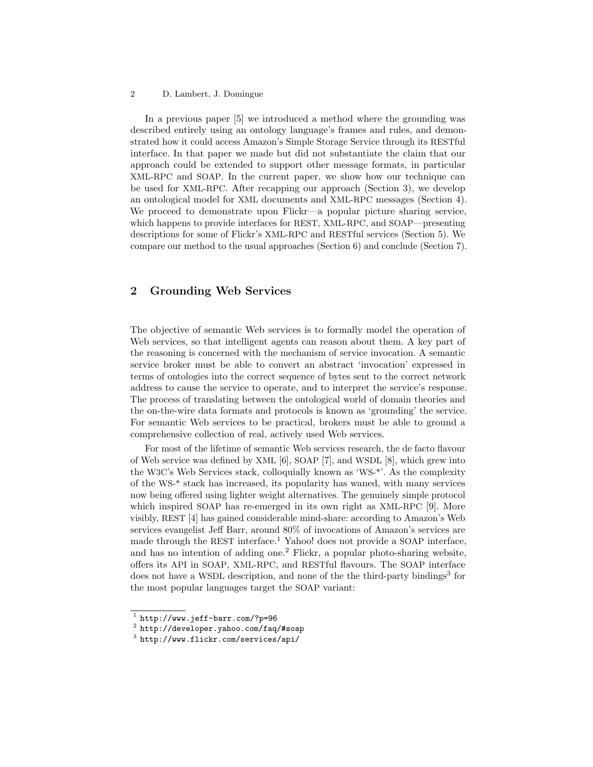In a previous paper [5] we introduced a method where the grounding was described entirely using an ontology language's frames and rules, and demonstrated how it could access Amazon's Simple Storage Service through its RESTful interface. In that paper we made but did not substantiate the claim that our approach could be extended to support other message formats, in particular XML-RPC and SOAP. In the current paper, we show how our technique can be used for XML-RPC. After recapping our approach (Section 3), we develop an ontological model for XML documents and XML-RPC messages (Section 4). We proceed to demonstrate upon Flickr—a popular picture sharing service, which happens to provide interfaces for REST, XML-RPC, and SOAP—presenting descriptions for some of Flickr's XML-RPC and RESTful services (Section 5). We compare our method to the usual approaches (Section 6) and conclude (Section 7).

## 2 Grounding Web Services

The objective of semantic Web services is to formally model the operation of Web services, so that intelligent agents can reason about them. A key part of the reasoning is concerned with the mechanism of service invocation. A semantic service broker must be able to convert an abstract 'invocation' expressed in terms of ontologies into the correct sequence of bytes sent to the correct network address to cause the service to operate, and to interpret the service's response. The process of translating between the ontological world of domain theories and the on-the-wire data formats and protocols is known as 'grounding' the service. For semantic Web services to be practical, brokers must be able to ground a comprehensive collection of real, actively used Web services.

For most of the lifetime of semantic Web services research, the de facto flavour of Web service was defined by XML [6], SOAP [7], and WSDL [8], which grew into the W3C's Web Services stack, colloquially known as 'WS-*'. As the complexity of the WS-* stack has increased, its popularity has waned, with many services now being offered using lighter weight alternatives. The genuinely simple protocol which inspired SOAP has re-emerged in its own right as XML-RPC [9]. More visibly, REST [4] has gained considerable mind-share: according to Amazon's Web services evangelist Jeff Barr, around 80% of invocations of Amazon's services are made through the REST interface.[1] Yahoo! does not provide a SOAP interface, and has no intention of adding one.[2] Flickr, a popular photo-sharing website, offers its API in SOAP, XML-RPC, and RESTful flavours. The SOAP interface does not have a WSDL description, and none of the the third-party bindings[3] for the most popular languages target the SOAP variant:

[1] http://www.jeff-barr.com/?p=96

[2] http://developer.yahoo.com/faq/#soap

[3] http://www.flickr.com/services/api/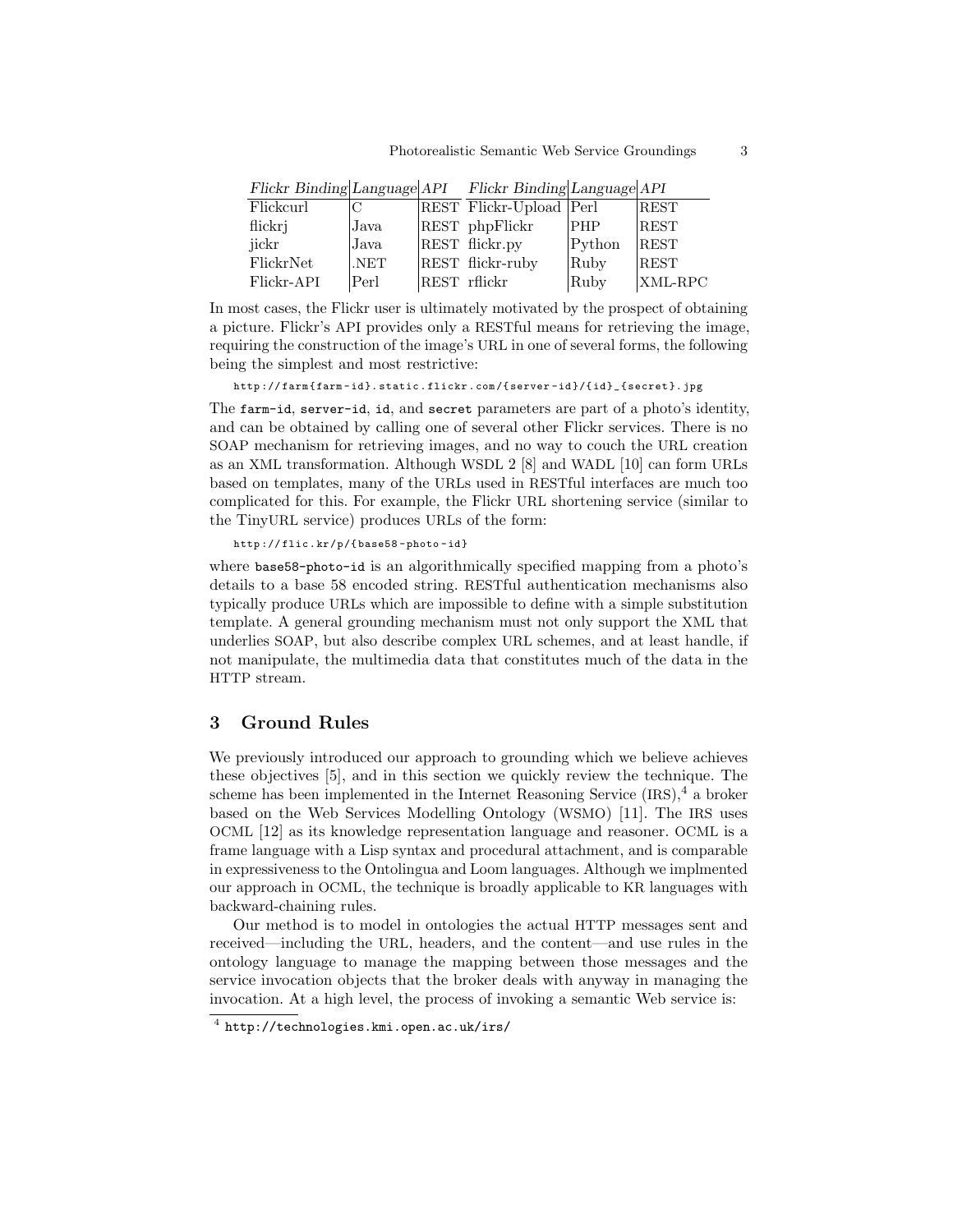| *Flickr Binding* | *Language* | *API* | *Flickr Binding* | *Language* | *API* |
|---|---|---|---|---|---|
| Flickcurl | C | REST | Flickr-Upload | Perl | REST |
| flickrj | Java | REST | phpFlickr | PHP | REST |
| jickr | Java | REST | flickr.py | Python | REST |
| FlickrNet | .NET | REST | flickr-ruby | Ruby | REST |
| Flickr-API | Perl | REST | rflickr | Ruby | XML-RPC |

In most cases, the Flickr user is ultimately motivated by the prospect of obtaining a picture. Flickr's API provides only a RESTful means for retrieving the image, requiring the construction of the image's URL in one of several forms, the following being the simplest and most restrictive:

```
http://farm{farm-id}.static.flickr.com/{server-id}/{id}_{secret}.jpg
```

The `farm-id`, `server-id`, `id`, and `secret` parameters are part of a photo's identity, and can be obtained by calling one of several other Flickr services. There is no SOAP mechanism for retrieving images, and no way to couch the URL creation as an XML transformation. Although WSDL 2 [8] and WADL [10] can form URLs based on templates, many of the URLs used in RESTful interfaces are much too complicated for this. For example, the Flickr URL shortening service (similar to the TinyURL service) produces URLs of the form:

```
http://flic.kr/p/{base58-photo-id}
```

where `base58-photo-id` is an algorithmically specified mapping from a photo's details to a base 58 encoded string. RESTful authentication mechanisms also typically produce URLs which are impossible to define with a simple substitution template. A general grounding mechanism must not only support the XML that underlies SOAP, but also describe complex URL schemes, and at least handle, if not manipulate, the multimedia data that constitutes much of the data in the HTTP stream.

## 3 Ground Rules

We previously introduced our approach to grounding which we believe achieves these objectives [5], and in this section we quickly review the technique. The scheme has been implemented in the Internet Reasoning Service (IRS),[4] a broker based on the Web Services Modelling Ontology (WSMO) [11]. The IRS uses OCML [12] as its knowledge representation language and reasoner. OCML is a frame language with a Lisp syntax and procedural attachment, and is comparable in expressiveness to the Ontolingua and Loom languages. Although we implmented our approach in OCML, the technique is broadly applicable to KR languages with backward-chaining rules.

Our method is to model in ontologies the actual HTTP messages sent and received—including the URL, headers, and the content—and use rules in the ontology language to manage the mapping between those messages and the service invocation objects that the broker deals with anyway in managing the invocation. At a high level, the process of invoking a semantic Web service is:

[4] `http://technologies.kmi.open.ac.uk/irs/`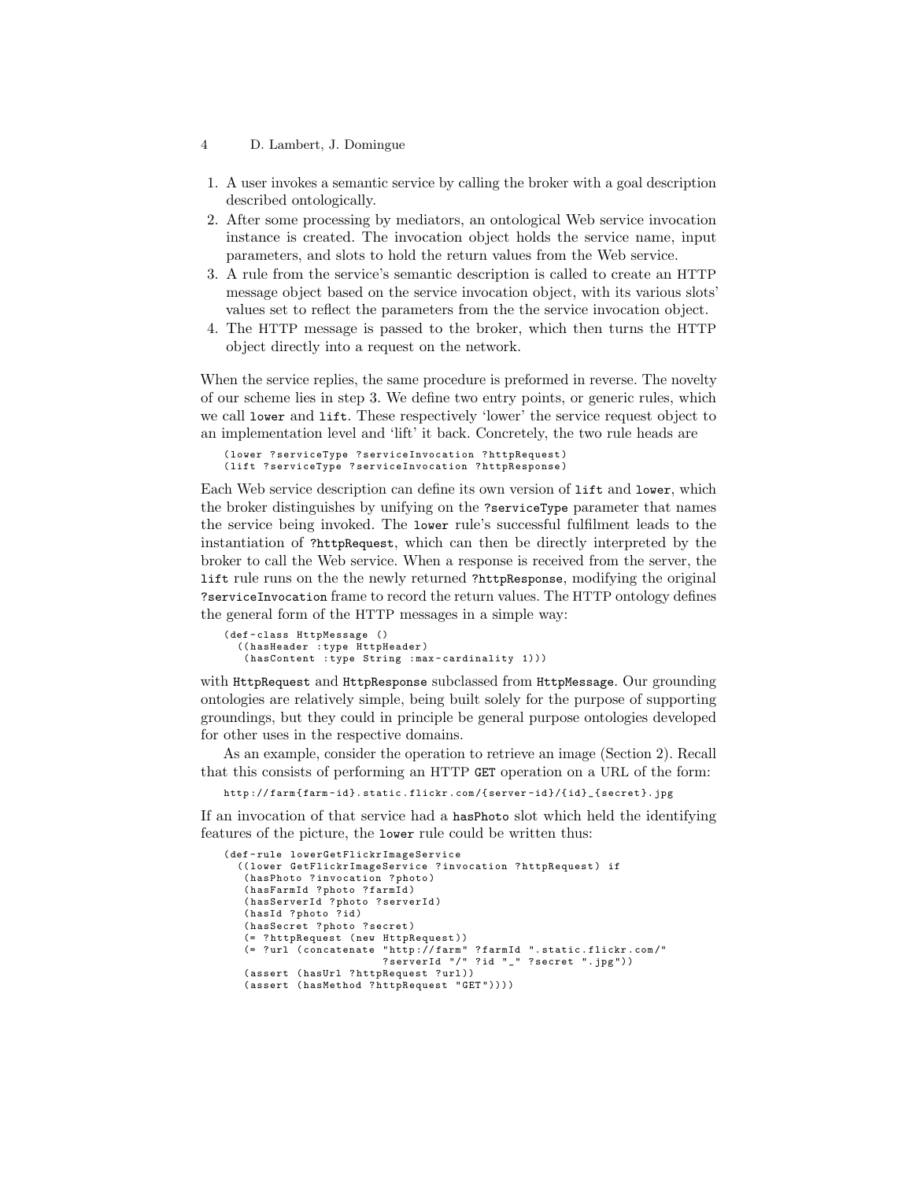1. A user invokes a semantic service by calling the broker with a goal description described ontologically.
2. After some processing by mediators, an ontological Web service invocation instance is created. The invocation object holds the service name, input parameters, and slots to hold the return values from the Web service.
3. A rule from the service's semantic description is called to create an HTTP message object based on the service invocation object, with its various slots' values set to reflect the parameters from the the service invocation object.
4. The HTTP message is passed to the broker, which then turns the HTTP object directly into a request on the network.

When the service replies, the same procedure is preformed in reverse. The novelty of our scheme lies in step 3. We define two entry points, or generic rules, which we call `lower` and `lift`. These respectively 'lower' the service request object to an implementation level and 'lift' it back. Concretely, the two rule heads are

```
(lower ?serviceType ?serviceInvocation ?httpRequest)
(lift ?serviceType ?serviceInvocation ?httpResponse)
```

Each Web service description can define its own version of `lift` and `lower`, which the broker distinguishes by unifying on the `?serviceType` parameter that names the service being invoked. The `lower` rule's successful fulfilment leads to the instantiation of `?httpRequest`, which can then be directly interpreted by the broker to call the Web service. When a response is received from the server, the `lift` rule runs on the the newly returned `?httpResponse`, modifying the original `?serviceInvocation` frame to record the return values. The HTTP ontology defines the general form of the HTTP messages in a simple way:

```
(def-class HttpMessage ()
  ((hasHeader :type HttpHeader)
   (hasContent :type String :max-cardinality 1)))
```

with `HttpRequest` and `HttpResponse` subclassed from `HttpMessage`. Our grounding ontologies are relatively simple, being built solely for the purpose of supporting groundings, but they could in principle be general purpose ontologies developed for other uses in the respective domains.

As an example, consider the operation to retrieve an image (Section 2). Recall that this consists of performing an HTTP `GET` operation on a URL of the form:

```
http://farm{farm-id}.static.flickr.com/{server-id}/{id}_{secret}.jpg
```

If an invocation of that service had a `hasPhoto` slot which held the identifying features of the picture, the `lower` rule could be written thus:

```
(def-rule lowerGetFlickrImageService
  ((lower GetFlickrImageService ?invocation ?httpRequest) if
   (hasPhoto ?invocation ?photo)
   (hasFarmId ?photo ?farmId)
   (hasServerId ?photo ?serverId)
   (hasId ?photo ?id)
   (hasSecret ?photo ?secret)
   (= ?httpRequest (new HttpRequest))
   (= ?url (concatenate "http://farm" ?farmId ".static.flickr.com/"
                        ?serverId "/" ?id "_" ?secret ".jpg"))
   (assert (hasUrl ?httpRequest ?url))
   (assert (hasMethod ?httpRequest "GET"))))
```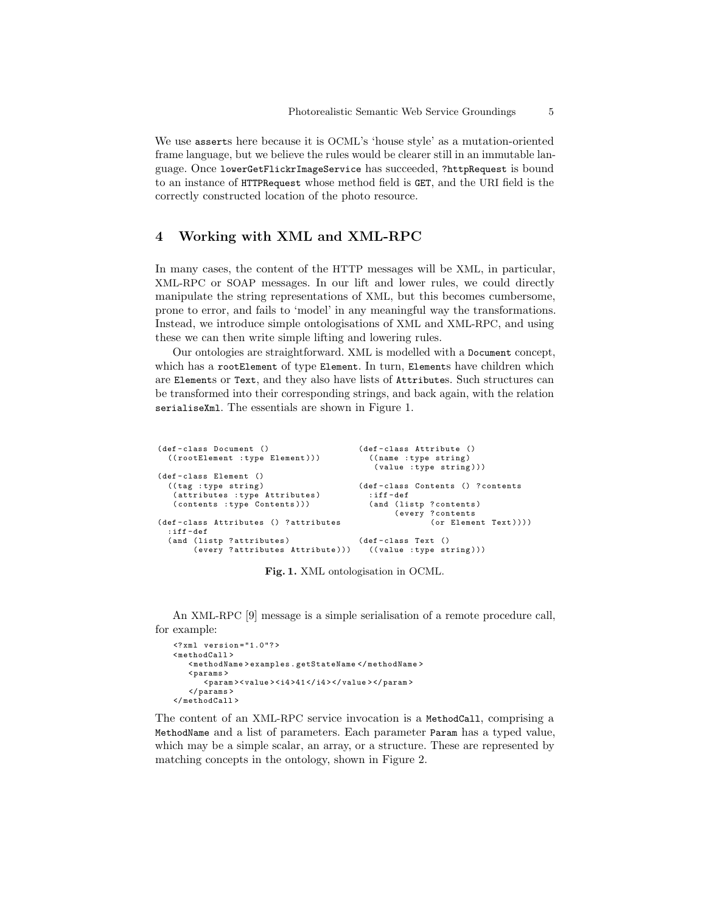We use `assert`s here because it is OCML's 'house style' as a mutation-oriented frame language, but we believe the rules would be clearer still in an immutable language. Once `lowerGetFlickrImageService` has succeeded, `?httpRequest` is bound to an instance of `HTTPRequest` whose method field is `GET`, and the URI field is the correctly constructed location of the photo resource.

## 4 Working with XML and XML-RPC

In many cases, the content of the HTTP messages will be XML, in particular, XML-RPC or SOAP messages. In our lift and lower rules, we could directly manipulate the string representations of XML, but this becomes cumbersome, prone to error, and fails to 'model' in any meaningful way the transformations. Instead, we introduce simple ontologisations of XML and XML-RPC, and using these we can then write simple lifting and lowering rules.

Our ontologies are straightforward. XML is modelled with a `Document` concept, which has a `rootElement` of type `Element`. In turn, `Element`s have children which are `Element`s or `Text`, and they also have lists of `Attribute`s. Such structures can be transformed into their corresponding strings, and back again, with the relation `serialiseXml`. The essentials are shown in Figure 1.

```
(def-class Document ()
  ((rootElement :type Element)))

(def-class Element ()
  ((tag :type string)
   (attributes :type Attributes)
   (contents :type Contents)))

(def-class Attributes () ?attributes
  :iff-def
  (and (listp ?attributes)
       (every ?attributes Attribute)))

(def-class Attribute ()
  ((name :type string)
   (value :type string)))

(def-class Contents () ?contents
  :iff-def
  (and (listp ?contents)
       (every ?contents
              (or Element Text))))

(def-class Text ()
  ((value :type string)))
```

**Fig. 1.** XML ontologisation in OCML.

An XML-RPC [9] message is a simple serialisation of a remote procedure call, for example:

```
<?xml version="1.0"?>
<methodCall>
   <methodName>examples.getStateName</methodName>
   <params>
      <param><value><i4>41</i4></value></param>
   </params>
</methodCall>
```

The content of an XML-RPC service invocation is a `MethodCall`, comprising a `MethodName` and a list of parameters. Each parameter `Param` has a typed value, which may be a simple scalar, an array, or a structure. These are represented by matching concepts in the ontology, shown in Figure 2.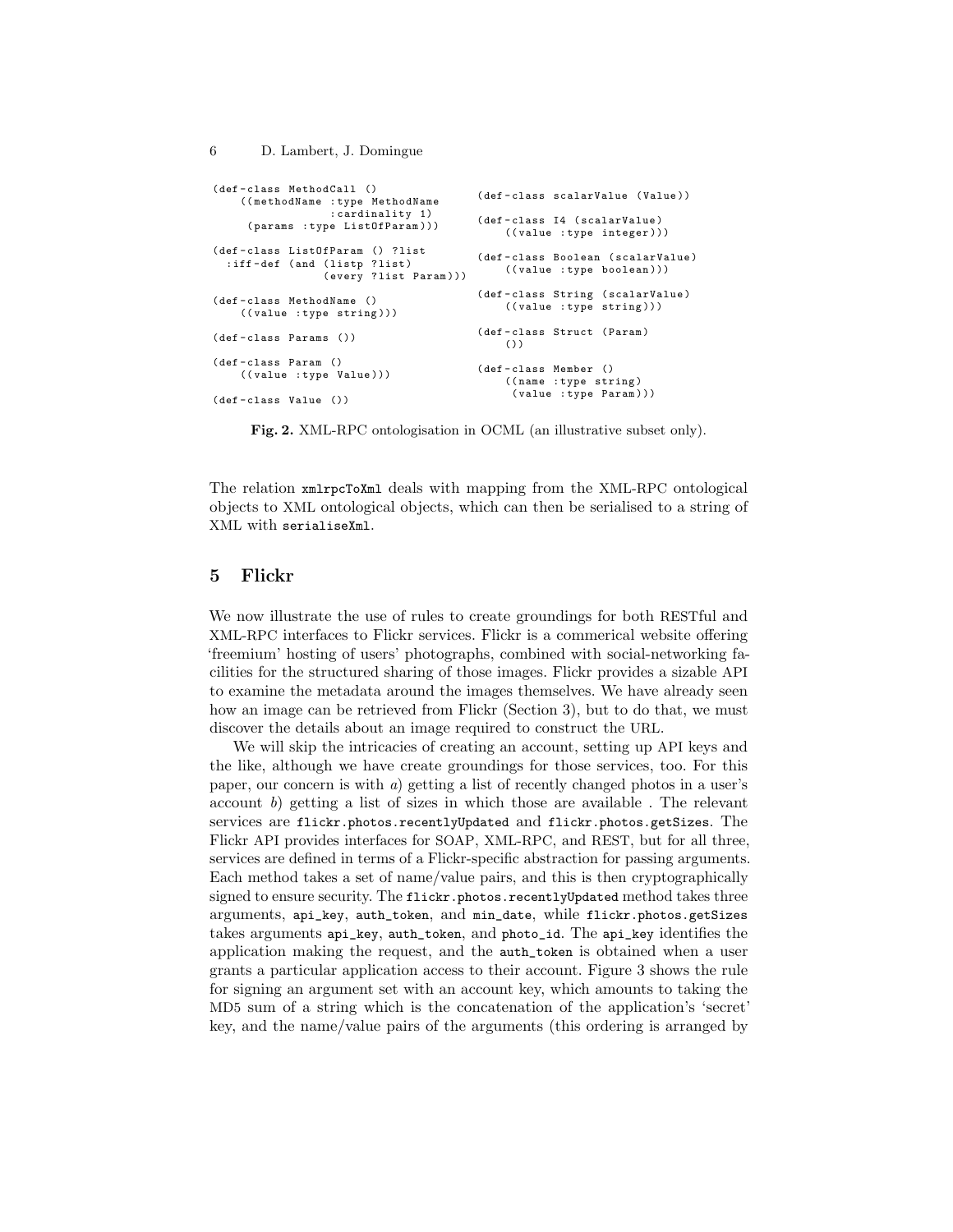```
(def-class MethodCall ()
    ((methodName :type MethodName
                 :cardinality 1)
     (params :type ListOfParam)))

(def-class ListOfParam () ?list
  :iff-def (and (listp ?list)
                (every ?list Param)))

(def-class MethodName ()
    ((value :type string)))

(def-class Params ())

(def-class Param ()
    ((value :type Value)))

(def-class Value ())

(def-class scalarValue (Value))

(def-class I4 (scalarValue)
    ((value :type integer)))

(def-class Boolean (scalarValue)
    ((value :type boolean)))

(def-class String (scalarValue)
    ((value :type string)))

(def-class Struct (Param)
    ())

(def-class Member ()
    ((name :type string)
     (value :type Param)))
```

**Fig. 2.** XML-RPC ontologisation in OCML (an illustrative subset only).

The relation `xmlrpcToXml` deals with mapping from the XML-RPC ontological objects to XML ontological objects, which can then be serialised to a string of XML with `serialiseXml`.

## 5 Flickr

We now illustrate the use of rules to create groundings for both RESTful and XML-RPC interfaces to Flickr services. Flickr is a commerical website offering 'freemium' hosting of users' photographs, combined with social-networking facilities for the structured sharing of those images. Flickr provides a sizable API to examine the metadata around the images themselves. We have already seen how an image can be retrieved from Flickr (Section 3), but to do that, we must discover the details about an image required to construct the URL.

We will skip the intricacies of creating an account, setting up API keys and the like, although we have create groundings for those services, too. For this paper, our concern is with *a*) getting a list of recently changed photos in a user's account *b*) getting a list of sizes in which those are available . The relevant services are `flickr.photos.recentlyUpdated` and `flickr.photos.getSizes`. The Flickr API provides interfaces for SOAP, XML-RPC, and REST, but for all three, services are defined in terms of a Flickr-specific abstraction for passing arguments. Each method takes a set of name/value pairs, and this is then cryptographically signed to ensure security. The `flickr.photos.recentlyUpdated` method takes three arguments, `api_key`, `auth_token`, and `min_date`, while `flickr.photos.getSizes` takes arguments `api_key`, `auth_token`, and `photo_id`. The `api_key` identifies the application making the request, and the `auth_token` is obtained when a user grants a particular application access to their account. Figure 3 shows the rule for signing an argument set with an account key, which amounts to taking the MD5 sum of a string which is the concatenation of the application's 'secret' key, and the name/value pairs of the arguments (this ordering is arranged by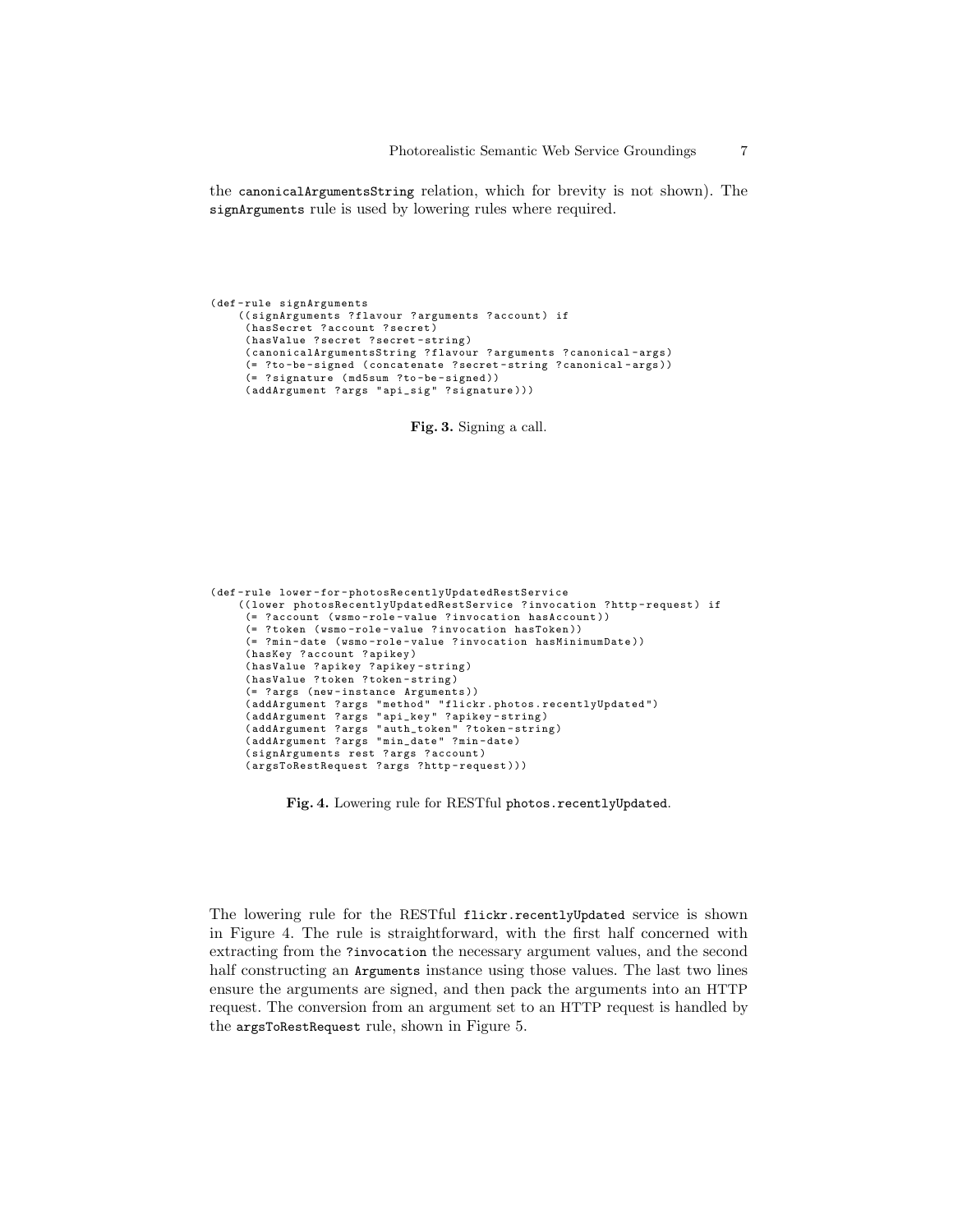the `canonicalArgumentsString` relation, which for brevity is not shown). The `signArguments` rule is used by lowering rules where required.

```
(def-rule signArguments
    ((signArguments ?flavour ?arguments ?account) if
     (hasSecret ?account ?secret)
     (hasValue ?secret ?secret-string)
     (canonicalArgumentsString ?flavour ?arguments ?canonical-args)
     (= ?to-be-signed (concatenate ?secret-string ?canonical-args))
     (= ?signature (md5sum ?to-be-signed))
     (addArgument ?args "api_sig" ?signature)))
```

**Fig. 3.** Signing a call.

```
(def-rule lower-for-photosRecentlyUpdatedRestService
    ((lower photosRecentlyUpdatedRestService ?invocation ?http-request) if
     (= ?account (wsmo-role-value ?invocation hasAccount))
     (= ?token (wsmo-role-value ?invocation hasToken))
     (= ?min-date (wsmo-role-value ?invocation hasMinimumDate))
     (hasKey ?account ?apikey)
     (hasValue ?apikey ?apikey-string)
     (hasValue ?token ?token-string)
     (= ?args (new-instance Arguments))
     (addArgument ?args "method" "flickr.photos.recentlyUpdated")
     (addArgument ?args "api_key" ?apikey-string)
     (addArgument ?args "auth_token" ?token-string)
     (addArgument ?args "min_date" ?min-date)
     (signArguments rest ?args ?account)
     (argsToRestRequest ?args ?http-request)))
```

**Fig. 4.** Lowering rule for RESTful `photos.recentlyUpdated`.

The lowering rule for the RESTful `flickr.recentlyUpdated` service is shown in Figure 4. The rule is straightforward, with the first half concerned with extracting from the `?invocation` the necessary argument values, and the second half constructing an `Arguments` instance using those values. The last two lines ensure the arguments are signed, and then pack the arguments into an HTTP request. The conversion from an argument set to an HTTP request is handled by the `argsToRestRequest` rule, shown in Figure 5.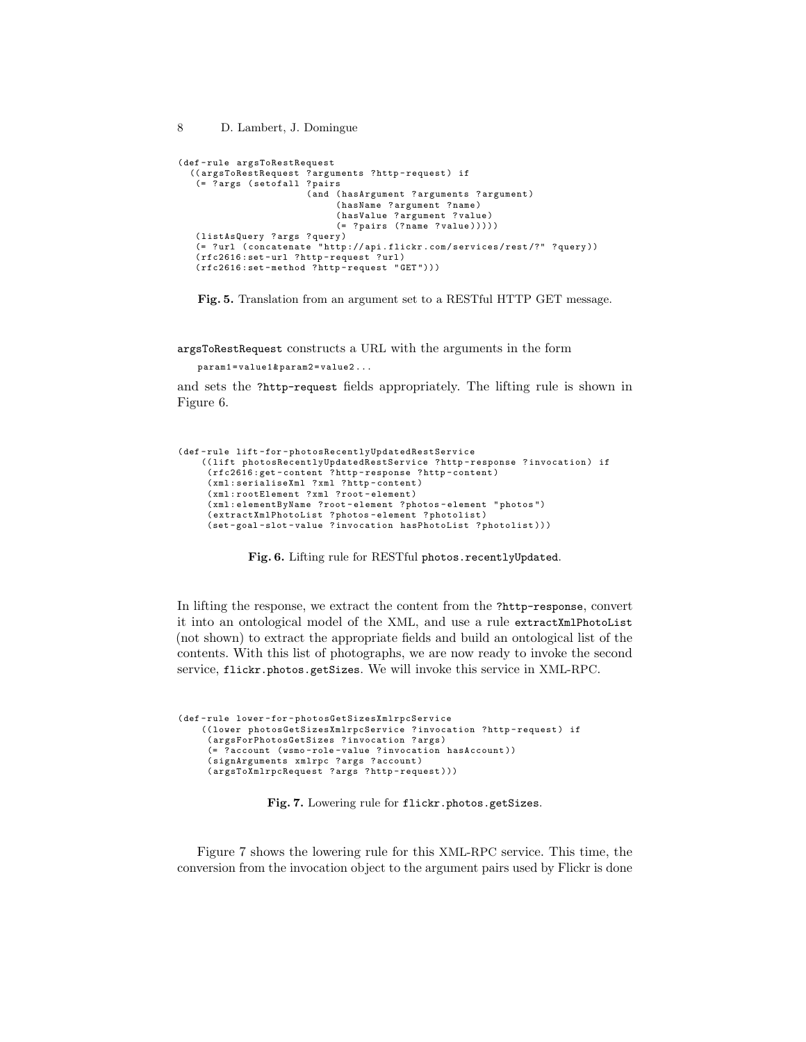```
(def-rule argsToRestRequest
  ((argsToRestRequest ?arguments ?http-request) if
   (= ?args (setofall ?pairs
                      (and (hasArgument ?arguments ?argument)
                           (hasName ?argument ?name)
                           (hasValue ?argument ?value)
                           (= ?pairs (?name ?value)))))
   (listAsQuery ?args ?query)
   (= ?url (concatenate "http://api.flickr.com/services/rest/?" ?query))
   (rfc2616:set-url ?http-request ?url)
   (rfc2616:set-method ?http-request "GET")))
```

**Fig. 5.** Translation from an argument set to a RESTful HTTP GET message.

`argsToRestRequest` constructs a URL with the arguments in the form

```
param1=value1&param2=value2...
```

and sets the `?http-request` fields appropriately. The lifting rule is shown in Figure 6.

```
(def-rule lift-for-photosRecentlyUpdatedRestService
    ((lift photosRecentlyUpdatedRestService ?http-response ?invocation) if
     (rfc2616:get-content ?http-response ?http-content)
     (xml:serialiseXml ?xml ?http-content)
     (xml:rootElement ?xml ?root-element)
     (xml:elementByName ?root-element ?photos-element "photos")
     (extractXmlPhotoList ?photos-element ?photolist)
     (set-goal-slot-value ?invocation hasPhotoList ?photolist)))
```

**Fig. 6.** Lifting rule for RESTful `photos.recentlyUpdated`.

In lifting the response, we extract the content from the `?http-response`, convert it into an ontological model of the XML, and use a rule `extractXmlPhotoList` (not shown) to extract the appropriate fields and build an ontological list of the contents. With this list of photographs, we are now ready to invoke the second service, `flickr.photos.getSizes`. We will invoke this service in XML-RPC.

```
(def-rule lower-for-photosGetSizesXmlrpcService
    ((lower photosGetSizesXmlrpcService ?invocation ?http-request) if
     (argsForPhotosGetSizes ?invocation ?args)
     (= ?account (wsmo-role-value ?invocation hasAccount))
     (signArguments xmlrpc ?args ?account)
     (argsToXmlrpcRequest ?args ?http-request)))
```

**Fig. 7.** Lowering rule for `flickr.photos.getSizes`.

Figure 7 shows the lowering rule for this XML-RPC service. This time, the conversion from the invocation object to the argument pairs used by Flickr is done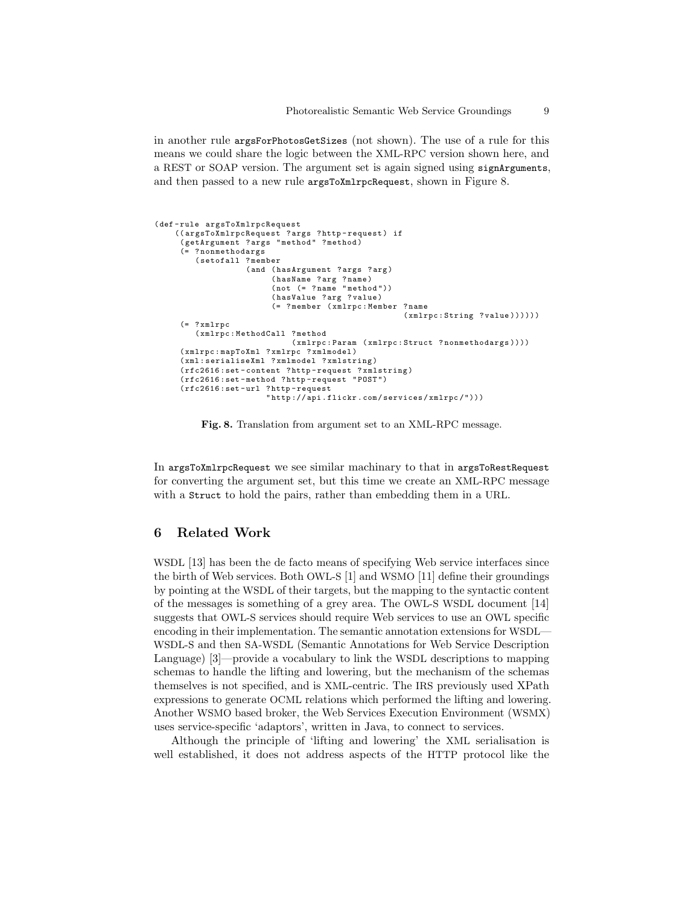in another rule `argsForPhotosGetSizes` (not shown). The use of a rule for this means we could share the logic between the XML-RPC version shown here, and a REST or SOAP version. The argument set is again signed using `signArguments`, and then passed to a new rule `argsToXmlrpcRequest`, shown in Figure 8.

```
(def-rule argsToXmlrpcRequest
    ((argsToXmlrpcRequest ?args ?http-request) if
     (getArgument ?args "method" ?method)
     (= ?nonmethodargs
        (setofall ?member
                  (and (hasArgument ?args ?arg)
                       (hasName ?arg ?name)
                       (not (= ?name "method"))
                       (hasValue ?arg ?value)
                       (= ?member (xmlrpc:Member ?name
                                                 (xmlrpc:String ?value))))))
     (= ?xmlrpc
        (xmlrpc:MethodCall ?method
                           (xmlrpc:Param (xmlrpc:Struct ?nonmethodargs))))
     (xmlrpc:mapToXml ?xmlrpc ?xmlmodel)
     (xml:serialiseXml ?xmlmodel ?xmlstring)
     (rfc2616:set-content ?http-request ?xmlstring)
     (rfc2616:set-method ?http-request "POST")
     (rfc2616:set-url ?http-request
                      "http://api.flickr.com/services/xmlrpc/")))
```

**Fig. 8.** Translation from argument set to an XML-RPC message.

In `argsToXmlrpcRequest` we see similar machinary to that in `argsToRestRequest` for converting the argument set, but this time we create an XML-RPC message with a `Struct` to hold the pairs, rather than embedding them in a URL.

## 6 Related Work

WSDL [13] has been the de facto means of specifying Web service interfaces since the birth of Web services. Both OWL-S [1] and WSMO [11] define their groundings by pointing at the WSDL of their targets, but the mapping to the syntactic content of the messages is something of a grey area. The OWL-S WSDL document [14] suggests that OWL-S services should require Web services to use an OWL specific encoding in their implementation. The semantic annotation extensions for WSDL—WSDL-S and then SA-WSDL (Semantic Annotations for Web Service Description Language) [3]—provide a vocabulary to link the WSDL descriptions to mapping schemas to handle the lifting and lowering, but the mechanism of the schemas themselves is not specified, and is XML-centric. The IRS previously used XPath expressions to generate OCML relations which performed the lifting and lowering. Another WSMO based broker, the Web Services Execution Environment (WSMX) uses service-specific 'adaptors', written in Java, to connect to services.

Although the principle of 'lifting and lowering' the XML serialisation is well established, it does not address aspects of the HTTP protocol like the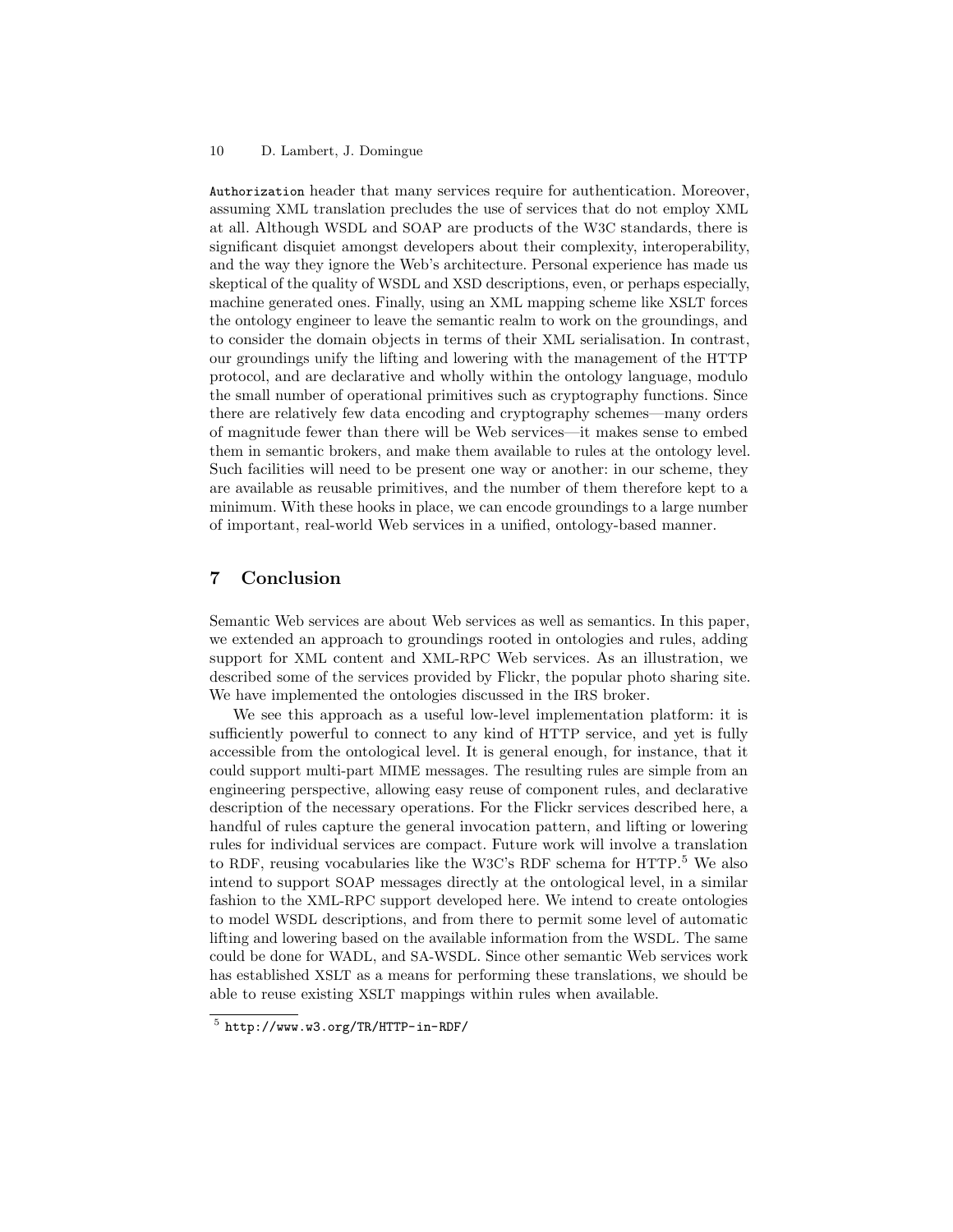`Authorization` header that many services require for authentication. Moreover, assuming XML translation precludes the use of services that do not employ XML at all. Although WSDL and SOAP are products of the W3C standards, there is significant disquiet amongst developers about their complexity, interoperability, and the way they ignore the Web's architecture. Personal experience has made us skeptical of the quality of WSDL and XSD descriptions, even, or perhaps especially, machine generated ones. Finally, using an XML mapping scheme like XSLT forces the ontology engineer to leave the semantic realm to work on the groundings, and to consider the domain objects in terms of their XML serialisation. In contrast, our groundings unify the lifting and lowering with the management of the HTTP protocol, and are declarative and wholly within the ontology language, modulo the small number of operational primitives such as cryptography functions. Since there are relatively few data encoding and cryptography schemes—many orders of magnitude fewer than there will be Web services—it makes sense to embed them in semantic brokers, and make them available to rules at the ontology level. Such facilities will need to be present one way or another: in our scheme, they are available as reusable primitives, and the number of them therefore kept to a minimum. With these hooks in place, we can encode groundings to a large number of important, real-world Web services in a unified, ontology-based manner.

## 7 Conclusion

Semantic Web services are about Web services as well as semantics. In this paper, we extended an approach to groundings rooted in ontologies and rules, adding support for XML content and XML-RPC Web services. As an illustration, we described some of the services provided by Flickr, the popular photo sharing site. We have implemented the ontologies discussed in the IRS broker.

We see this approach as a useful low-level implementation platform: it is sufficiently powerful to connect to any kind of HTTP service, and yet is fully accessible from the ontological level. It is general enough, for instance, that it could support multi-part MIME messages. The resulting rules are simple from an engineering perspective, allowing easy reuse of component rules, and declarative description of the necessary operations. For the Flickr services described here, a handful of rules capture the general invocation pattern, and lifting or lowering rules for individual services are compact. Future work will involve a translation to RDF, reusing vocabularies like the W3C's RDF schema for HTTP.[5] We also intend to support SOAP messages directly at the ontological level, in a similar fashion to the XML-RPC support developed here. We intend to create ontologies to model WSDL descriptions, and from there to permit some level of automatic lifting and lowering based on the available information from the WSDL. The same could be done for WADL, and SA-WSDL. Since other semantic Web services work has established XSLT as a means for performing these translations, we should be able to reuse existing XSLT mappings within rules when available.

[5] `http://www.w3.org/TR/HTTP-in-RDF/`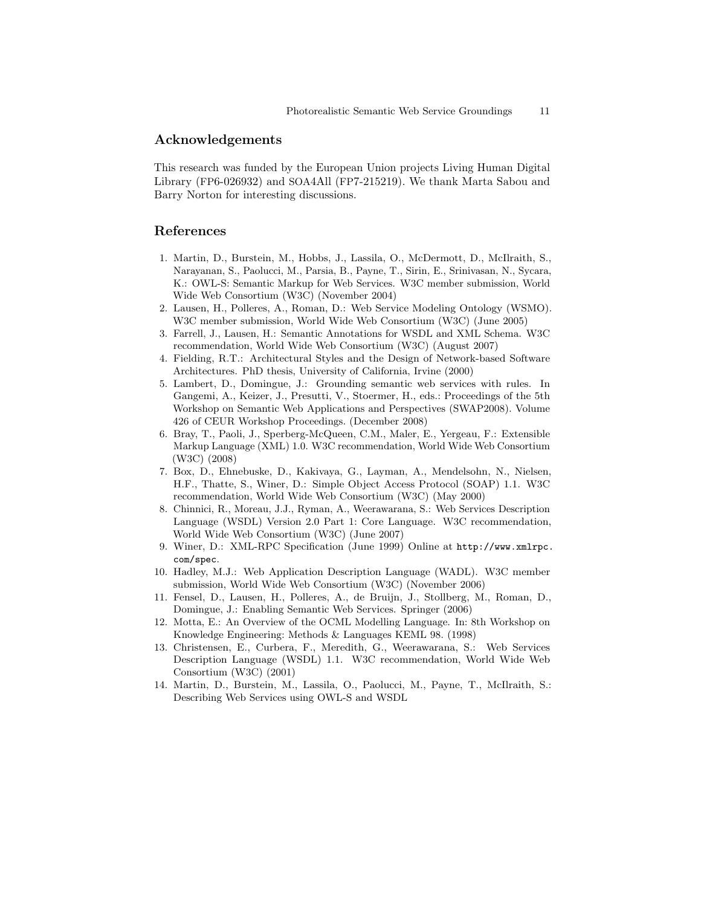## Acknowledgements

This research was funded by the European Union projects Living Human Digital Library (FP6-026932) and SOA4All (FP7-215219). We thank Marta Sabou and Barry Norton for interesting discussions.

## References

1. Martin, D., Burstein, M., Hobbs, J., Lassila, O., McDermott, D., McIlraith, S., Narayanan, S., Paolucci, M., Parsia, B., Payne, T., Sirin, E., Srinivasan, N., Sycara, K.: OWL-S: Semantic Markup for Web Services. W3C member submission, World Wide Web Consortium (W3C) (November 2004)
2. Lausen, H., Polleres, A., Roman, D.: Web Service Modeling Ontology (WSMO). W3C member submission, World Wide Web Consortium (W3C) (June 2005)
3. Farrell, J., Lausen, H.: Semantic Annotations for WSDL and XML Schema. W3C recommendation, World Wide Web Consortium (W3C) (August 2007)
4. Fielding, R.T.: Architectural Styles and the Design of Network-based Software Architectures. PhD thesis, University of California, Irvine (2000)
5. Lambert, D., Domingue, J.: Grounding semantic web services with rules. In Gangemi, A., Keizer, J., Presutti, V., Stoermer, H., eds.: Proceedings of the 5th Workshop on Semantic Web Applications and Perspectives (SWAP2008). Volume 426 of CEUR Workshop Proceedings. (December 2008)
6. Bray, T., Paoli, J., Sperberg-McQueen, C.M., Maler, E., Yergeau, F.: Extensible Markup Language (XML) 1.0. W3C recommendation, World Wide Web Consortium (W3C) (2008)
7. Box, D., Ehnebuske, D., Kakivaya, G., Layman, A., Mendelsohn, N., Nielsen, H.F., Thatte, S., Winer, D.: Simple Object Access Protocol (SOAP) 1.1. W3C recommendation, World Wide Web Consortium (W3C) (May 2000)
8. Chinnici, R., Moreau, J.J., Ryman, A., Weerawarana, S.: Web Services Description Language (WSDL) Version 2.0 Part 1: Core Language. W3C recommendation, World Wide Web Consortium (W3C) (June 2007)
9. Winer, D.: XML-RPC Specification (June 1999) Online at `http://www.xmlrpc.com/spec`.
10. Hadley, M.J.: Web Application Description Language (WADL). W3C member submission, World Wide Web Consortium (W3C) (November 2006)
11. Fensel, D., Lausen, H., Polleres, A., de Bruijn, J., Stollberg, M., Roman, D., Domingue, J.: Enabling Semantic Web Services. Springer (2006)
12. Motta, E.: An Overview of the OCML Modelling Language. In: 8th Workshop on Knowledge Engineering: Methods & Languages KEML 98. (1998)
13. Christensen, E., Curbera, F., Meredith, G., Weerawarana, S.: Web Services Description Language (WSDL) 1.1. W3C recommendation, World Wide Web Consortium (W3C) (2001)
14. Martin, D., Burstein, M., Lassila, O., Paolucci, M., Payne, T., McIlraith, S.: Describing Web Services using OWL-S and WSDL